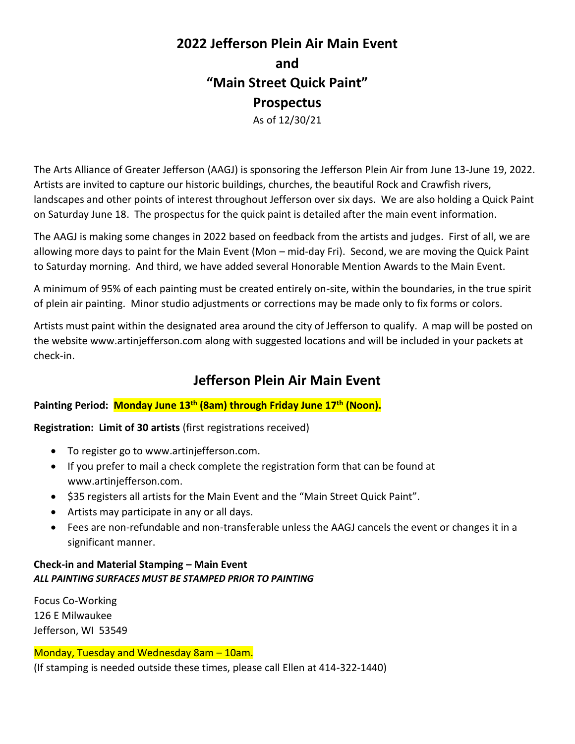# 2022 Jefferson Plein Air Main Event
# and
# "Main Street Quick Paint"
# Prospectus

As of 12/30/21

The Arts Alliance of Greater Jefferson (AAGJ) is sponsoring the Jefferson Plein Air from June 13-June 19, 2022. Artists are invited to capture our historic buildings, churches, the beautiful Rock and Crawfish rivers, landscapes and other points of interest throughout Jefferson over six days. We are also holding a Quick Paint on Saturday June 18. The prospectus for the quick paint is detailed after the main event information.

The AAGJ is making some changes in 2022 based on feedback from the artists and judges. First of all, we are allowing more days to paint for the Main Event (Mon – mid-day Fri). Second, we are moving the Quick Paint to Saturday morning. And third, we have added several Honorable Mention Awards to the Main Event.

A minimum of 95% of each painting must be created entirely on-site, within the boundaries, in the true spirit of plein air painting. Minor studio adjustments or corrections may be made only to fix forms or colors.

Artists must paint within the designated area around the city of Jefferson to qualify. A map will be posted on the website www.artinjefferson.com along with suggested locations and will be included in your packets at check-in.

## Jefferson Plein Air Main Event

**Painting Period: Monday June 13th (8am) through Friday June 17th (Noon).**

**Registration: Limit of 30 artists** (first registrations received)

- To register go to www.artinjefferson.com.
- If you prefer to mail a check complete the registration form that can be found at www.artinjefferson.com.
- $35 registers all artists for the Main Event and the "Main Street Quick Paint".
- Artists may participate in any or all days.
- Fees are non-refundable and non-transferable unless the AAGJ cancels the event or changes it in a significant manner.

**Check-in and Material Stamping – Main Event**
***ALL PAINTING SURFACES MUST BE STAMPED PRIOR TO PAINTING***

Focus Co-Working
126 E Milwaukee
Jefferson, WI 53549

Monday, Tuesday and Wednesday 8am – 10am.
(If stamping is needed outside these times, please call Ellen at 414-322-1440)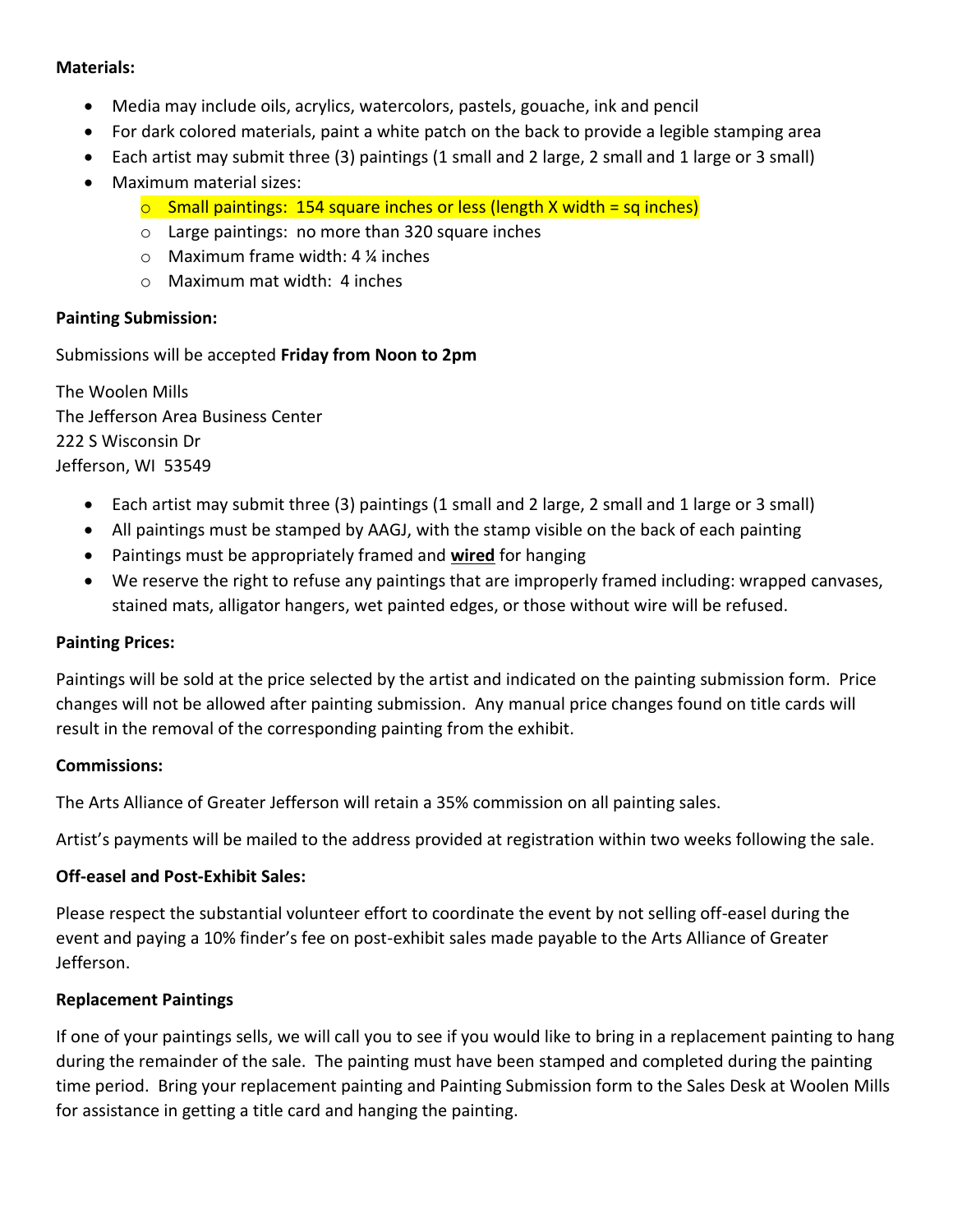**Materials:**

- Media may include oils, acrylics, watercolors, pastels, gouache, ink and pencil
- For dark colored materials, paint a white patch on the back to provide a legible stamping area
- Each artist may submit three (3) paintings (1 small and 2 large, 2 small and 1 large or 3 small)
- Maximum material sizes:
    - Small paintings: 154 square inches or less (length X width = sq inches)
    - Large paintings: no more than 320 square inches
    - Maximum frame width: 4 ¼ inches
    - Maximum mat width: 4 inches

**Painting Submission:**

Submissions will be accepted **Friday from Noon to 2pm**

The Woolen Mills
The Jefferson Area Business Center
222 S Wisconsin Dr
Jefferson, WI 53549

- Each artist may submit three (3) paintings (1 small and 2 large, 2 small and 1 large or 3 small)
- All paintings must be stamped by AAGJ, with the stamp visible on the back of each painting
- Paintings must be appropriately framed and <u>**wired**</u> for hanging
- We reserve the right to refuse any paintings that are improperly framed including: wrapped canvases, stained mats, alligator hangers, wet painted edges, or those without wire will be refused.

**Painting Prices:**

Paintings will be sold at the price selected by the artist and indicated on the painting submission form. Price changes will not be allowed after painting submission. Any manual price changes found on title cards will result in the removal of the corresponding painting from the exhibit.

**Commissions:**

The Arts Alliance of Greater Jefferson will retain a 35% commission on all painting sales.

Artist's payments will be mailed to the address provided at registration within two weeks following the sale.

**Off-easel and Post-Exhibit Sales:**

Please respect the substantial volunteer effort to coordinate the event by not selling off-easel during the event and paying a 10% finder's fee on post-exhibit sales made payable to the Arts Alliance of Greater Jefferson.

**Replacement Paintings**

If one of your paintings sells, we will call you to see if you would like to bring in a replacement painting to hang during the remainder of the sale. The painting must have been stamped and completed during the painting time period. Bring your replacement painting and Painting Submission form to the Sales Desk at Woolen Mills for assistance in getting a title card and hanging the painting.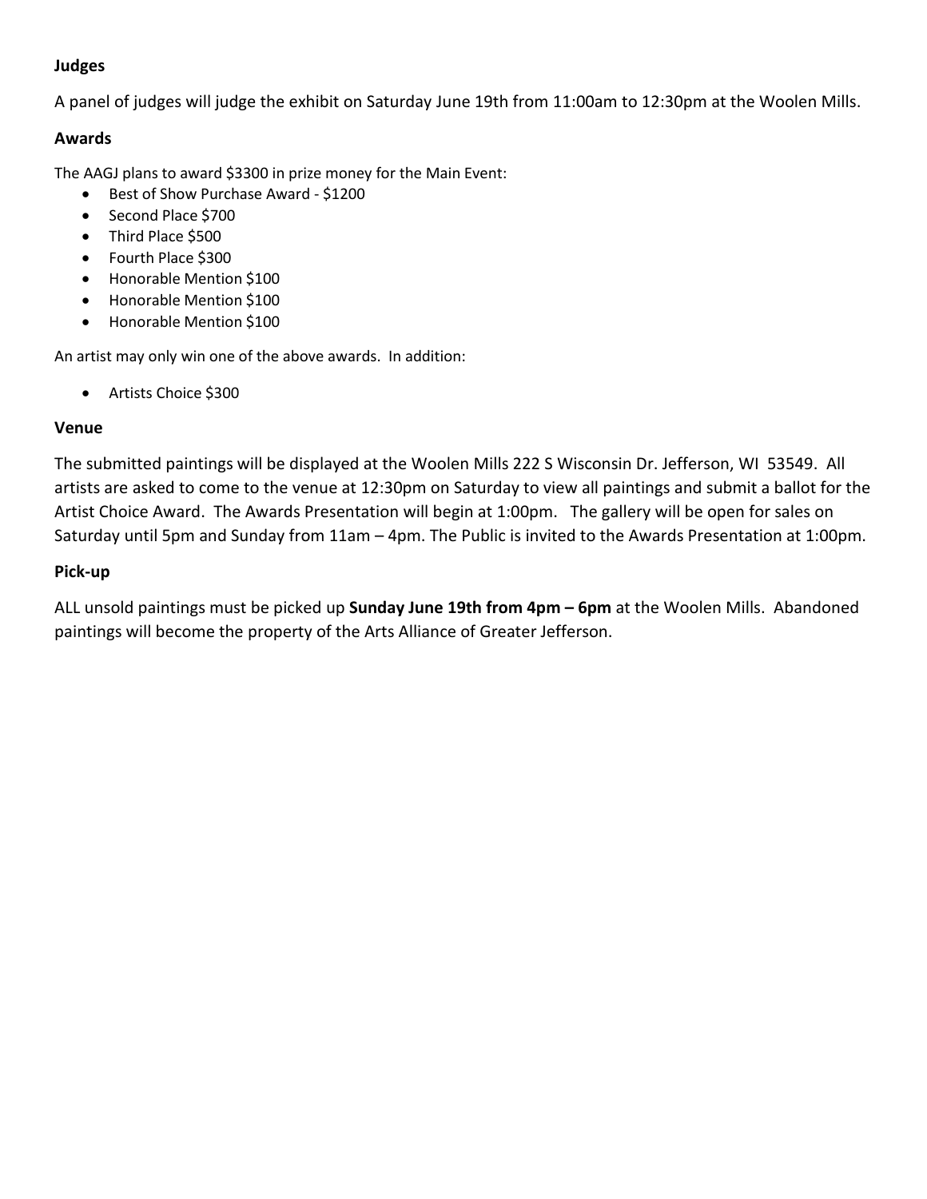### Judges

A panel of judges will judge the exhibit on Saturday June 19th from 11:00am to 12:30pm at the Woolen Mills.

### Awards

The AAGJ plans to award $3300 in prize money for the Main Event:

- Best of Show Purchase Award - $1200
- Second Place $700
- Third Place $500
- Fourth Place $300
- Honorable Mention $100
- Honorable Mention $100
- Honorable Mention $100

An artist may only win one of the above awards. In addition:

- Artists Choice $300

### Venue

The submitted paintings will be displayed at the Woolen Mills 222 S Wisconsin Dr. Jefferson, WI 53549. All artists are asked to come to the venue at 12:30pm on Saturday to view all paintings and submit a ballot for the Artist Choice Award. The Awards Presentation will begin at 1:00pm. The gallery will be open for sales on Saturday until 5pm and Sunday from 11am – 4pm. The Public is invited to the Awards Presentation at 1:00pm.

### Pick-up

ALL unsold paintings must be picked up **Sunday June 19th from 4pm – 6pm** at the Woolen Mills. Abandoned paintings will become the property of the Arts Alliance of Greater Jefferson.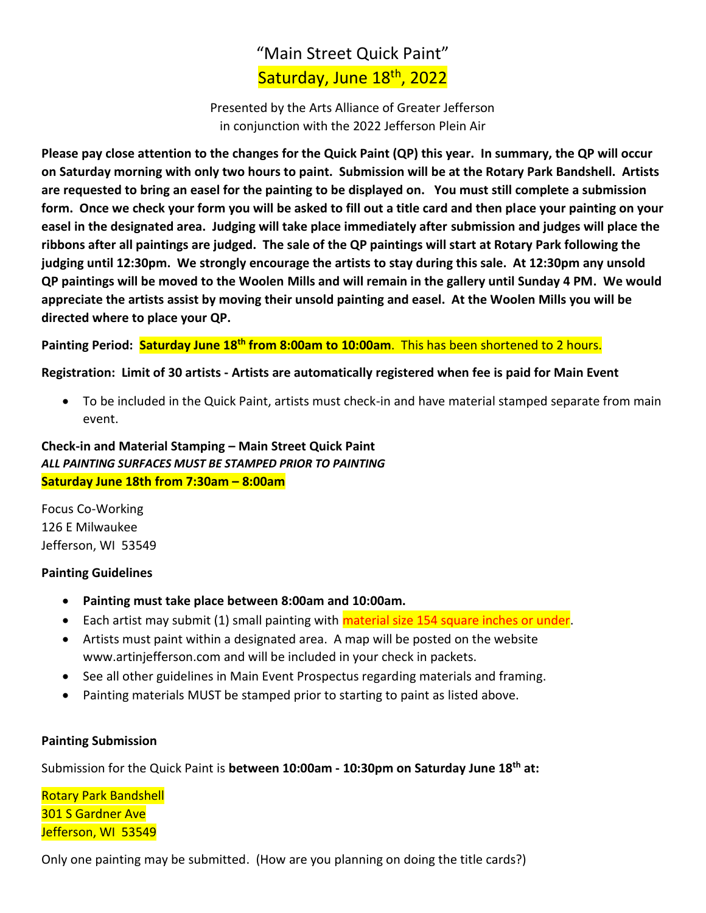# "Main Street Quick Paint"

## Saturday, June 18th, 2022

Presented by the Arts Alliance of Greater Jefferson
in conjunction with the 2022 Jefferson Plein Air

**Please pay close attention to the changes for the Quick Paint (QP) this year. In summary, the QP will occur on Saturday morning with only two hours to paint. Submission will be at the Rotary Park Bandshell. Artists are requested to bring an easel for the painting to be displayed on. You must still complete a submission form. Once we check your form you will be asked to fill out a title card and then place your painting on your easel in the designated area. Judging will take place immediately after submission and judges will place the ribbons after all paintings are judged. The sale of the QP paintings will start at Rotary Park following the judging until 12:30pm. We strongly encourage the artists to stay during this sale. At 12:30pm any unsold QP paintings will be moved to the Woolen Mills and will remain in the gallery until Sunday 4 PM. We would appreciate the artists assist by moving their unsold painting and easel. At the Woolen Mills you will be directed where to place your QP.**

**Painting Period: Saturday June 18th from 8:00am to 10:00am**. This has been shortened to 2 hours.

**Registration: Limit of 30 artists - Artists are automatically registered when fee is paid for Main Event**

- To be included in the Quick Paint, artists must check-in and have material stamped separate from main event.

**Check-in and Material Stamping – Main Street Quick Paint**
***ALL PAINTING SURFACES MUST BE STAMPED PRIOR TO PAINTING***
**Saturday June 18th from 7:30am – 8:00am**

Focus Co-Working
126 E Milwaukee
Jefferson, WI 53549

**Painting Guidelines**

- **Painting must take place between 8:00am and 10:00am.**
- Each artist may submit (1) small painting with material size 154 square inches or under.
- Artists must paint within a designated area. A map will be posted on the website www.artinjefferson.com and will be included in your check in packets.
- See all other guidelines in Main Event Prospectus regarding materials and framing.
- Painting materials MUST be stamped prior to starting to paint as listed above.

**Painting Submission**

Submission for the Quick Paint is **between 10:00am - 10:30pm on Saturday June 18th at:**

Rotary Park Bandshell
301 S Gardner Ave
Jefferson, WI 53549

Only one painting may be submitted. (How are you planning on doing the title cards?)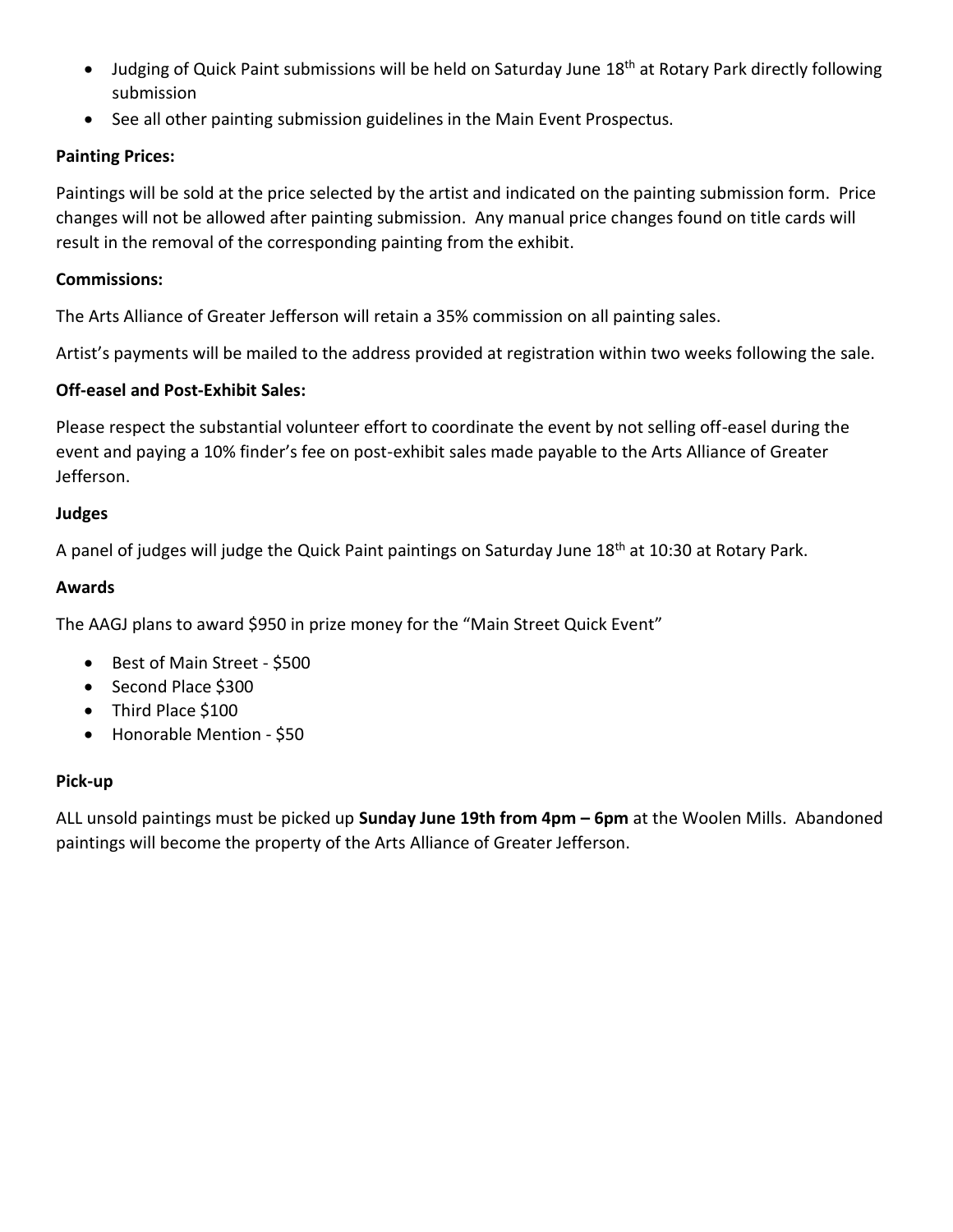- Judging of Quick Paint submissions will be held on Saturday June 18th at Rotary Park directly following submission
- See all other painting submission guidelines in the Main Event Prospectus.

**Painting Prices:**

Paintings will be sold at the price selected by the artist and indicated on the painting submission form. Price changes will not be allowed after painting submission. Any manual price changes found on title cards will result in the removal of the corresponding painting from the exhibit.

**Commissions:**

The Arts Alliance of Greater Jefferson will retain a 35% commission on all painting sales.

Artist's payments will be mailed to the address provided at registration within two weeks following the sale.

**Off-easel and Post-Exhibit Sales:**

Please respect the substantial volunteer effort to coordinate the event by not selling off-easel during the event and paying a 10% finder's fee on post-exhibit sales made payable to the Arts Alliance of Greater Jefferson.

**Judges**

A panel of judges will judge the Quick Paint paintings on Saturday June 18th at 10:30 at Rotary Park.

**Awards**

The AAGJ plans to award $950 in prize money for the "Main Street Quick Event"

- Best of Main Street - $500
- Second Place $300
- Third Place $100
- Honorable Mention - $50

**Pick-up**

ALL unsold paintings must be picked up **Sunday June 19th from 4pm – 6pm** at the Woolen Mills. Abandoned paintings will become the property of the Arts Alliance of Greater Jefferson.